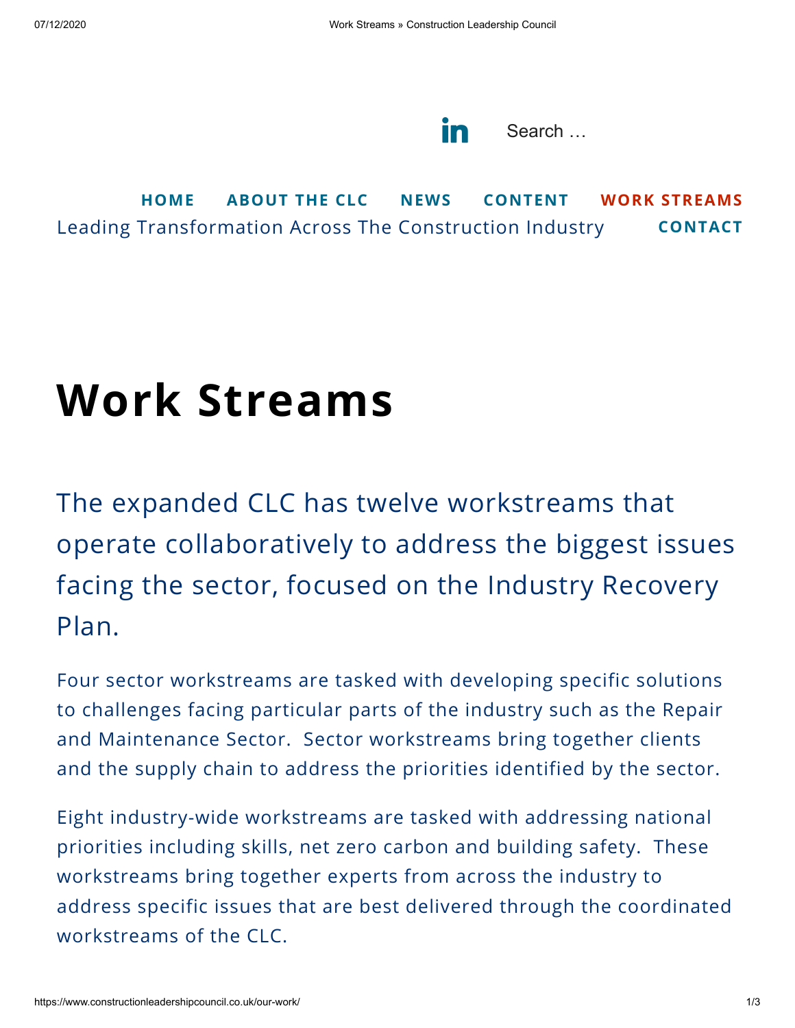HOME ABOUT THE CLC NEWS CONTENT WORK STREAMS

Leading Transformation Across The Construction Industry CONTACT

# Work Streams

## The expanded CLC has twelve workstreams that operate collaboratively to address the biggest issues facing the sector, focused on the Industry Recovery Plan.

Four sector workstreams are tasked with developing specific solutions to challenges facing particular parts of the industry such as the Repair and Maintenance Sector. Sector workstreams bring together clients and the supply chain to address the priorities identified by the sector.

Eight industry-wide workstreams are tasked with addressing national priorities including skills, net zero carbon and building safety. These workstreams bring together experts from across the industry to address specific issues that are best delivered through the coordinated workstreams of the CLC.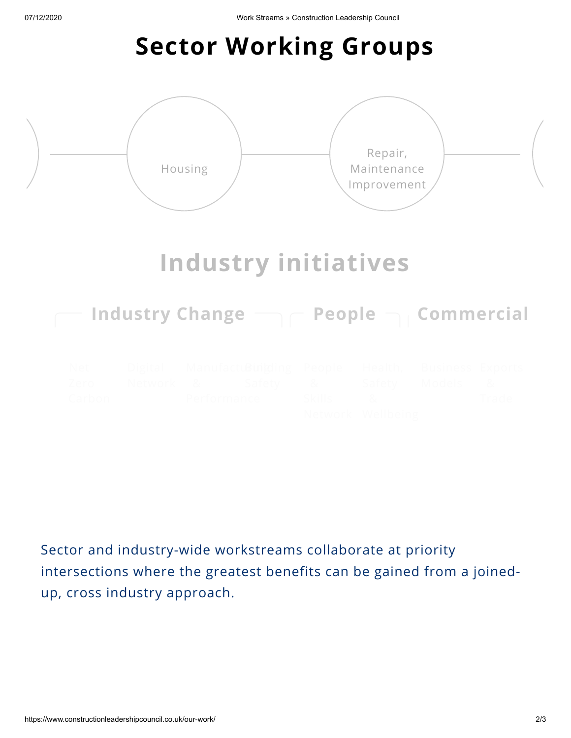# Sector Working Groups

Housing

Repair, Maintenance Improvement

# Industry initiatives

## Industry Change

Net Zero Carbon

Digital Network

Manufacturing & Performance

Building Safety

## People

People & Skills Network

Health, Safety & Wellbeing

## Commercial

Business Models

Exports & Trade

Sector and industry-wide workstreams collaborate at priority intersections where the greatest benefits can be gained from a joined-up, cross industry approach.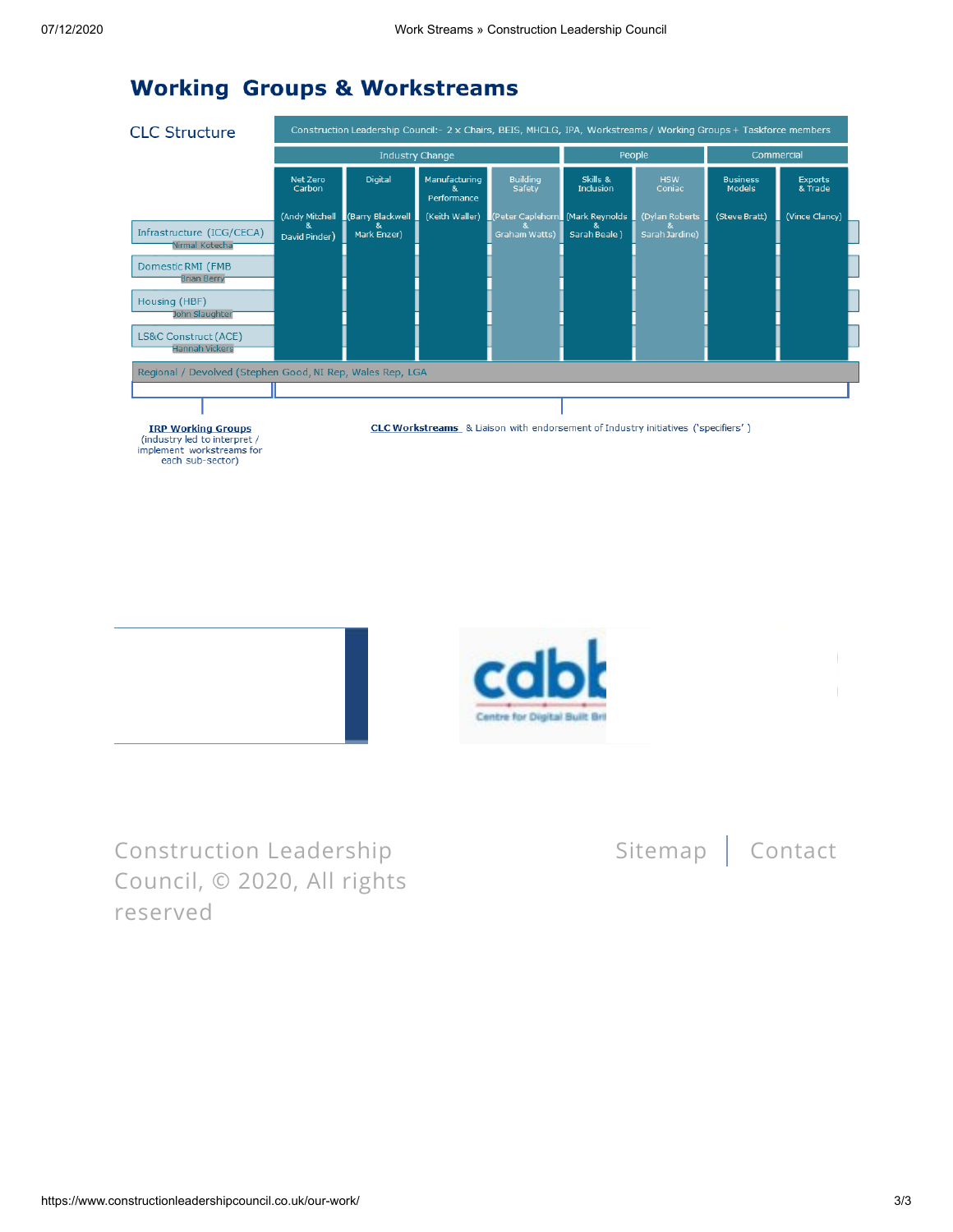# Working Groups & Workstreams

CLC Structure

Construction Leadership Council:- 2 x Chairs, BEIS, MHCLG, IPA, Workstreams / Working Groups + Taskforce members

Industry Change

People

Commercial

Net Zero Carbon (Andy Mitchell & David Pinder)

Digital (Barry Blackwell & Mark Enzer)

Manufacturing & Performance (Keith Waller)

Building Safety (Peter Caplehorn & Graham Watts)

Skills & Inclusion (Mark Reynolds & Sarah Beale)

HSW Coniac (Dylan Roberts & Sarah Jardine)

Business Models (Steve Bratt)

Exports & Trade (Vince Clancy)

Infrastructure (ICG/CECA) Nirmal Kotecha

Domestic RMI (FMB Brian Berry

Housing (HBF) John Slaughter

LS&C Construct (ACE) Hannah Vickers

Regional / Devolved (Stephen Good, NI Rep, Wales Rep, LGA

**IRP Working Groups** (industry led to interpret / implement workstreams for each sub-sector)

**CLC Workstreams** & Liaison with endorsement of Industry initiatives ('specifiers' )

cdbb
Centre for Digital Built Bri

Construction Leadership Council, © 2020, All rights reserved

Sitemap | Contact